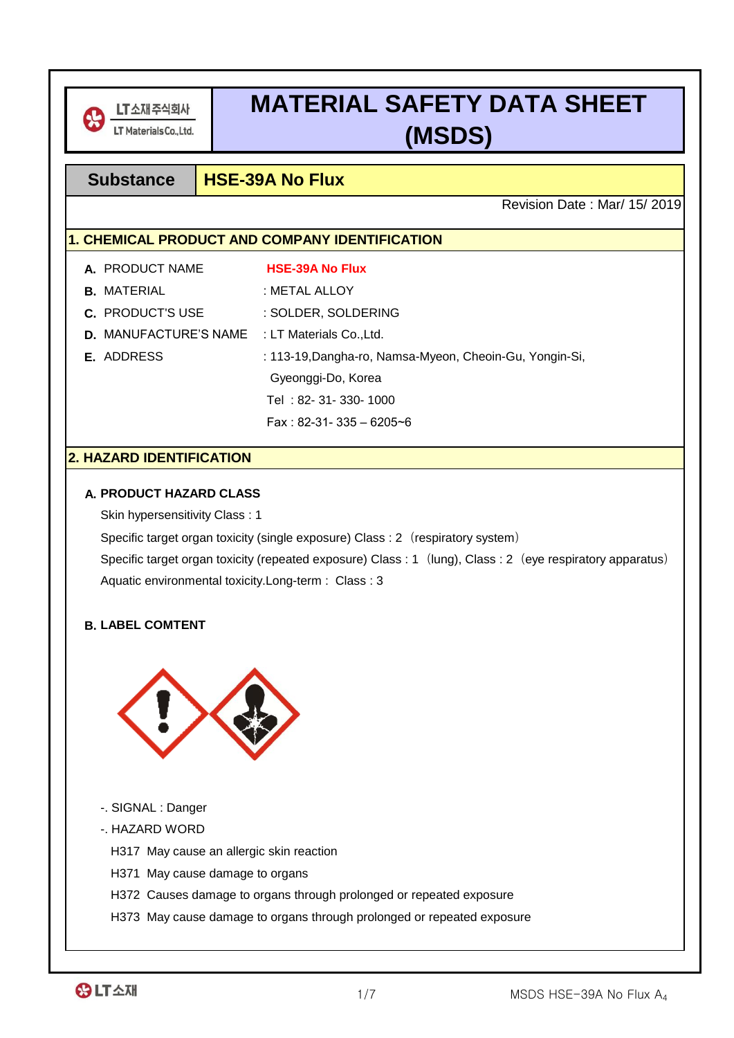LT소재주식회사
LT Materials Co.,Ltd.

# MATERIAL SAFETY DATA SHEET (MSDS)

| Substance | HSE-39A No Flux |
|---|---|

Revision Date : Mar/ 15/ 2019

## 1. CHEMICAL PRODUCT AND COMPANY IDENTIFICATION

**A.** PRODUCT NAME **HSE-39A No Flux**

**B.** MATERIAL : METAL ALLOY

**C.** PRODUCT'S USE : SOLDER, SOLDERING

**D.** MANUFACTURE'S NAME : LT Materials Co.,Ltd.

**E.** ADDRESS : 113-19,Dangha-ro, Namsa-Myeon, Cheoin-Gu, Yongin-Si, Gyeonggi-Do, Korea

Tel : 82- 31- 330- 1000

Fax : 82-31- 335 – 6205~6

## 2. HAZARD IDENTIFICATION

**A. PRODUCT HAZARD CLASS**

Skin hypersensitivity Class : 1

Specific target organ toxicity (single exposure) Class : 2（respiratory system）

Specific target organ toxicity (repeated exposure) Class : 1（lung), Class : 2（eye respiratory apparatus）

Aquatic environmental toxicity.Long-term : Class : 3

**B. LABEL COMTENT**

-. SIGNAL : Danger

-. HAZARD WORD

H317 May cause an allergic skin reaction

H371 May cause damage to organs

H372 Causes damage to organs through prolonged or repeated exposure

H373 May cause damage to organs through prolonged or repeated exposure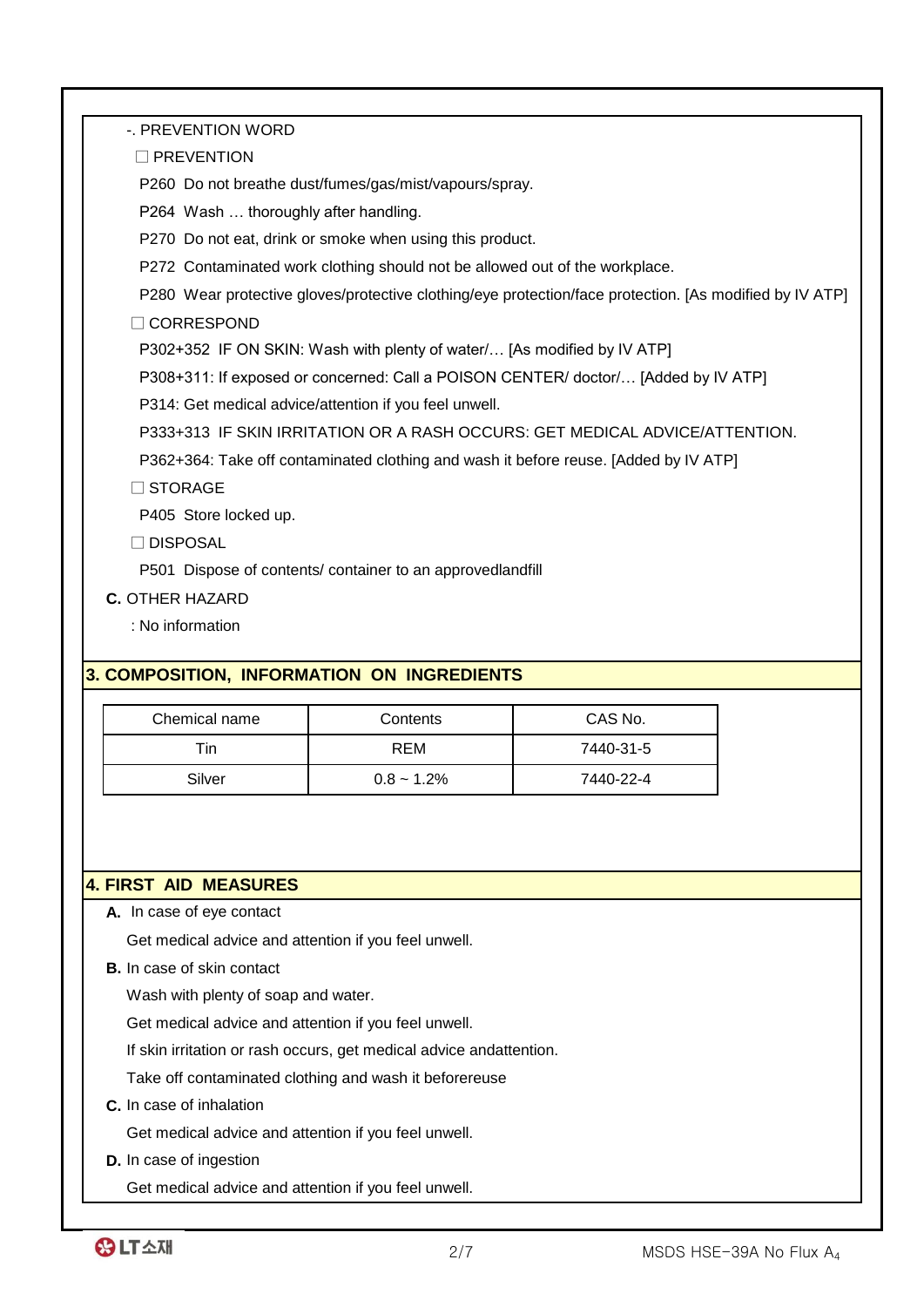-. PREVENTION WORD

☐ PREVENTION

P260 Do not breathe dust/fumes/gas/mist/vapours/spray.

P264 Wash … thoroughly after handling.

P270 Do not eat, drink or smoke when using this product.

P272 Contaminated work clothing should not be allowed out of the workplace.

P280 Wear protective gloves/protective clothing/eye protection/face protection. [As modified by IV ATP]

☐ CORRESPOND

P302+352 IF ON SKIN: Wash with plenty of water/… [As modified by IV ATP]

P308+311: If exposed or concerned: Call a POISON CENTER/ doctor/… [Added by IV ATP]

P314: Get medical advice/attention if you feel unwell.

P333+313 IF SKIN IRRITATION OR A RASH OCCURS: GET MEDICAL ADVICE/ATTENTION.

P362+364: Take off contaminated clothing and wash it before reuse. [Added by IV ATP]

☐ STORAGE

P405 Store locked up.

☐ DISPOSAL

P501 Dispose of contents/ container to an approvedlandfill

**C.** OTHER HAZARD

: No information

## 3. COMPOSITION, INFORMATION ON INGREDIENTS

| Chemical name | Contents | CAS No. |
|---|---|---|
| Tin | REM | 7440-31-5 |
| Silver | 0.8 ~ 1.2% | 7440-22-4 |

## 4. FIRST AID MEASURES

**A.** In case of eye contact

Get medical advice and attention if you feel unwell.

**B.** In case of skin contact

Wash with plenty of soap and water.

Get medical advice and attention if you feel unwell.

If skin irritation or rash occurs, get medical advice andattention.

Take off contaminated clothing and wash it beforereuse

**C.** In case of inhalation

Get medical advice and attention if you feel unwell.

**D.** In case of ingestion

Get medical advice and attention if you feel unwell.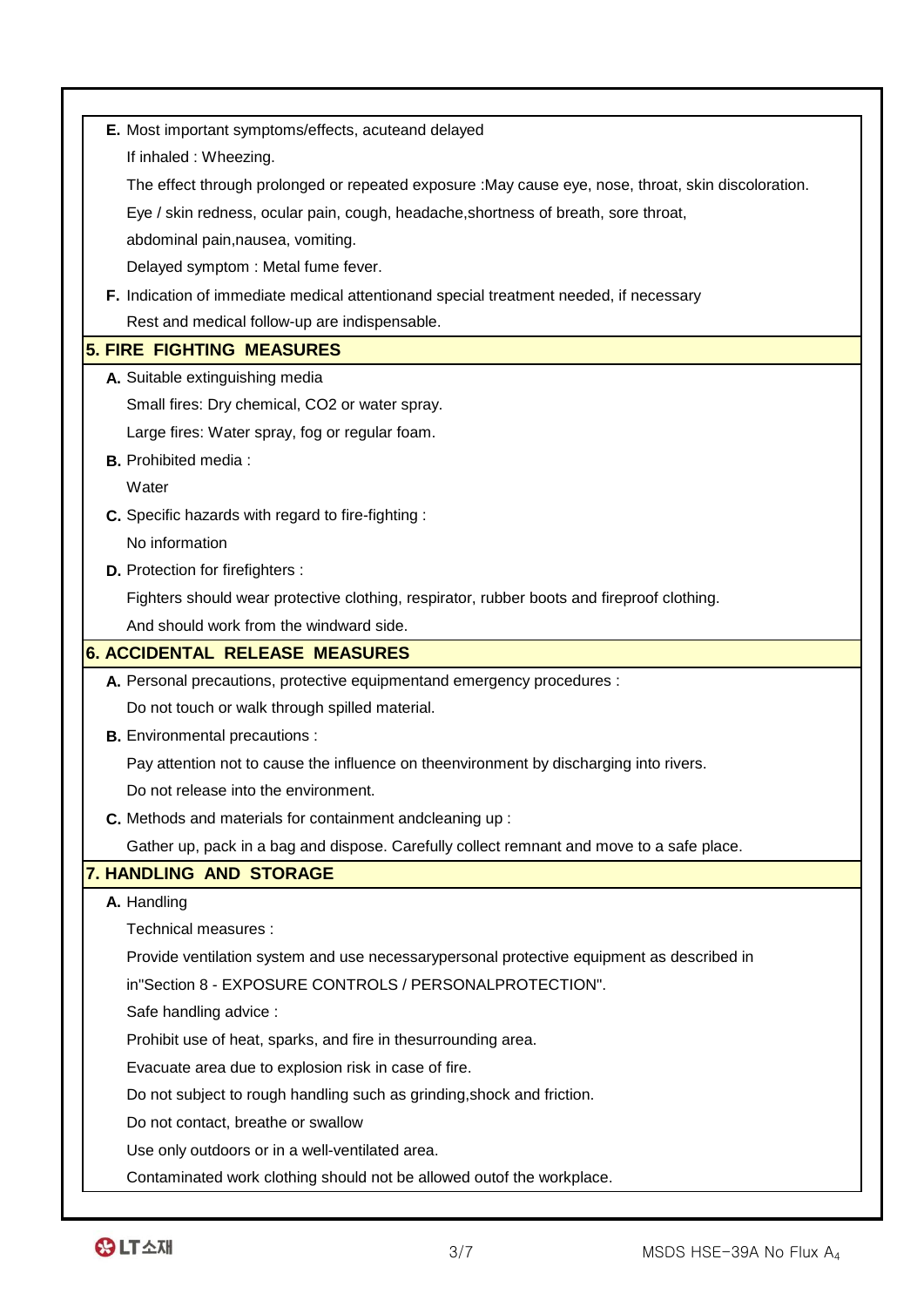**E.** Most important symptoms/effects, acuteand delayed

If inhaled : Wheezing.

The effect through prolonged or repeated exposure :May cause eye, nose, throat, skin discoloration.

Eye / skin redness, ocular pain, cough, headache,shortness of breath, sore throat,

abdominal pain,nausea, vomiting.

Delayed symptom : Metal fume fever.

**F.** Indication of immediate medical attentionand special treatment needed, if necessary

Rest and medical follow-up are indispensable.

## 5. FIRE FIGHTING MEASURES

**A.** Suitable extinguishing media

Small fires: Dry chemical, CO2 or water spray.

Large fires: Water spray, fog or regular foam.

**B.** Prohibited media :

Water

**C.** Specific hazards with regard to fire-fighting :

No information

**D.** Protection for firefighters :

Fighters should wear protective clothing, respirator, rubber boots and fireproof clothing.

And should work from the windward side.

## 6. ACCIDENTAL RELEASE MEASURES

**A.** Personal precautions, protective equipmentand emergency procedures :

Do not touch or walk through spilled material.

**B.** Environmental precautions :

Pay attention not to cause the influence on theenvironment by discharging into rivers.

Do not release into the environment.

**C.** Methods and materials for containment andcleaning up :

Gather up, pack in a bag and dispose. Carefully collect remnant and move to a safe place.

## 7. HANDLING AND STORAGE

**A.** Handling

Technical measures :

Provide ventilation system and use necessarypersonal protective equipment as described in

in"Section 8 - EXPOSURE CONTROLS / PERSONALPROTECTION".

Safe handling advice :

Prohibit use of heat, sparks, and fire in thesurrounding area.

Evacuate area due to explosion risk in case of fire.

Do not subject to rough handling such as grinding,shock and friction.

Do not contact, breathe or swallow

Use only outdoors or in a well-ventilated area.

Contaminated work clothing should not be allowed outof the workplace.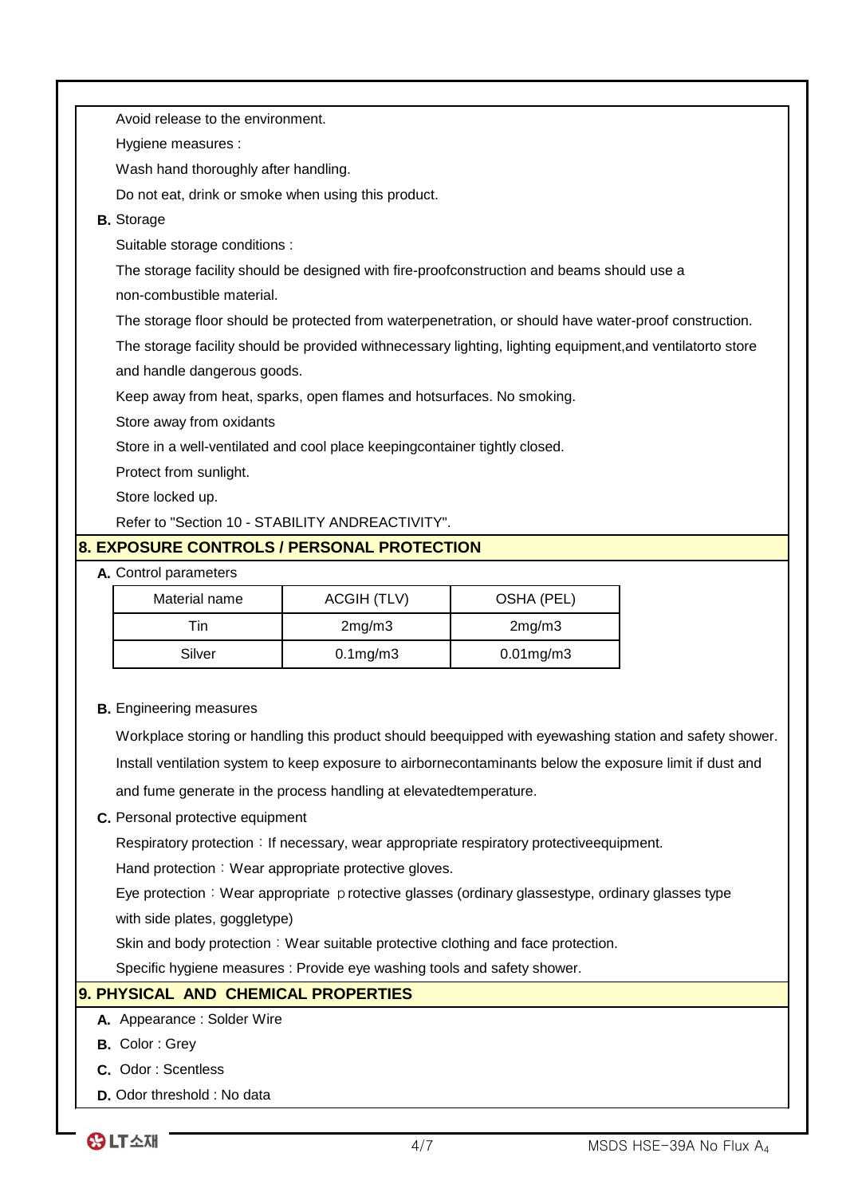Avoid release to the environment.

Hygiene measures :

Wash hand thoroughly after handling.

Do not eat, drink or smoke when using this product.

**B.** Storage

Suitable storage conditions :

The storage facility should be designed with fire-proofconstruction and beams should use a non-combustible material.

The storage floor should be protected from waterpenetration, or should have water-proof construction.

The storage facility should be provided withnecessary lighting, lighting equipment,and ventilatorto store and handle dangerous goods.

Keep away from heat, sparks, open flames and hotsurfaces. No smoking.

Store away from oxidants

Store in a well-ventilated and cool place keepingcontainer tightly closed.

Protect from sunlight.

Store locked up.

Refer to "Section 10 - STABILITY ANDREACTIVITY".

## 8. EXPOSURE CONTROLS / PERSONAL PROTECTION

**A.** Control parameters

| Material name | ACGIH (TLV) | OSHA (PEL) |
| --- | --- | --- |
| Tin | 2mg/m3 | 2mg/m3 |
| Silver | 0.1mg/m3 | 0.01mg/m3 |

**B.** Engineering measures

Workplace storing or handling this product should beequipped with eyewashing station and safety shower.

Install ventilation system to keep exposure to airbornecontaminants below the exposure limit if dust and and fume generate in the process handling at elevatedtemperature.

**C.** Personal protective equipment

Respiratory protection：If necessary, wear appropriate respiratory protectiveequipment.

Hand protection：Wear appropriate protective gloves.

Eye protection：Wear appropriate ｐrotective glasses (ordinary glassestype, ordinary glasses type with side plates, goggletype)

Skin and body protection：Wear suitable protective clothing and face protection.

Specific hygiene measures : Provide eye washing tools and safety shower.

## 9. PHYSICAL AND CHEMICAL PROPERTIES

**A.** Appearance : Solder Wire

**B.** Color : Grey

**C.** Odor : Scentless

**D.** Odor threshold : No data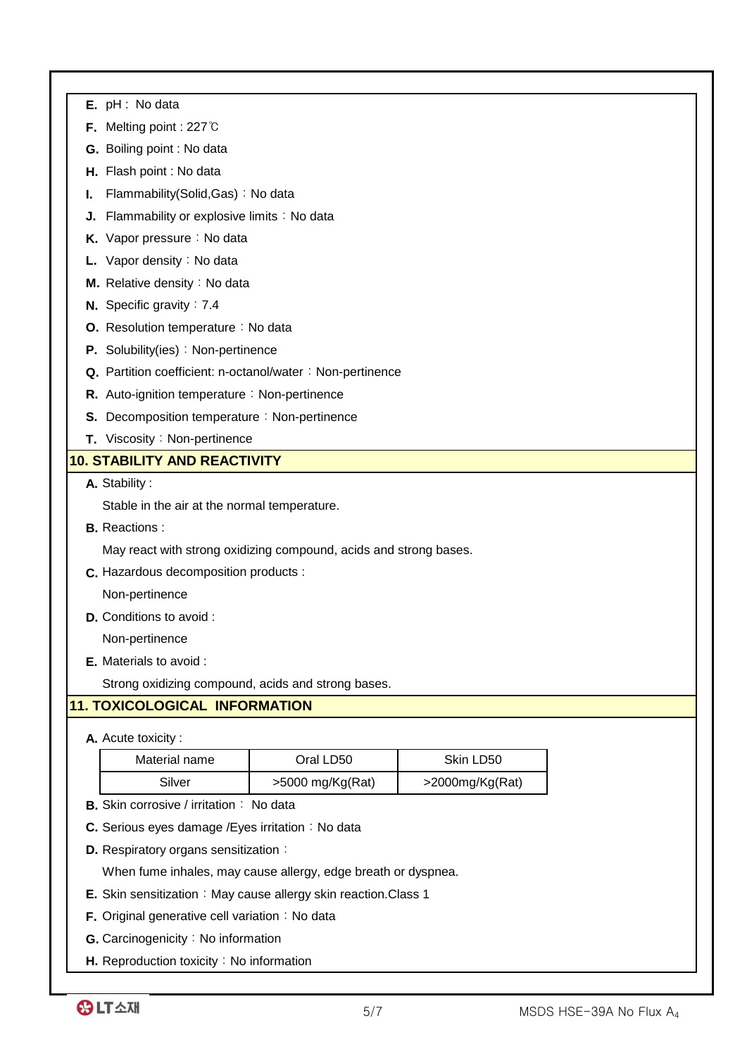**E.** pH : No data

**F.** Melting point : 227℃

**G.** Boiling point : No data

**H.** Flash point : No data

**I.** Flammability(Solid,Gas) : No data

**J.** Flammability or explosive limits : No data

**K.** Vapor pressure : No data

**L.** Vapor density : No data

**M.** Relative density : No data

**N.** Specific gravity : 7.4

**O.** Resolution temperature : No data

**P.** Solubility(ies) : Non-pertinence

**Q.** Partition coefficient: n-octanol/water : Non-pertinence

**R.** Auto-ignition temperature : Non-pertinence

**S.** Decomposition temperature : Non-pertinence

**T.** Viscosity : Non-pertinence

## 10. STABILITY AND REACTIVITY

**A.** Stability :

Stable in the air at the normal temperature.

**B.** Reactions :

May react with strong oxidizing compound, acids and strong bases.

**C.** Hazardous decomposition products :

Non-pertinence

**D.** Conditions to avoid :

Non-pertinence

**E.** Materials to avoid :

Strong oxidizing compound, acids and strong bases.

## 11. TOXICOLOGICAL INFORMATION

**A.** Acute toxicity :

| Material name | Oral LD50 | Skin LD50 |
|---|---|---|
| Silver | >5000 mg/Kg(Rat) | >2000mg/Kg(Rat) |

**B.** Skin corrosive / irritation : No data

**C.** Serious eyes damage /Eyes irritation : No data

**D.** Respiratory organs sensitization :

When fume inhales, may cause allergy, edge breath or dyspnea.

**E.** Skin sensitization : May cause allergy skin reaction.Class 1

**F.** Original generative cell variation : No data

**G.** Carcinogenicity : No information

**H.** Reproduction toxicity : No information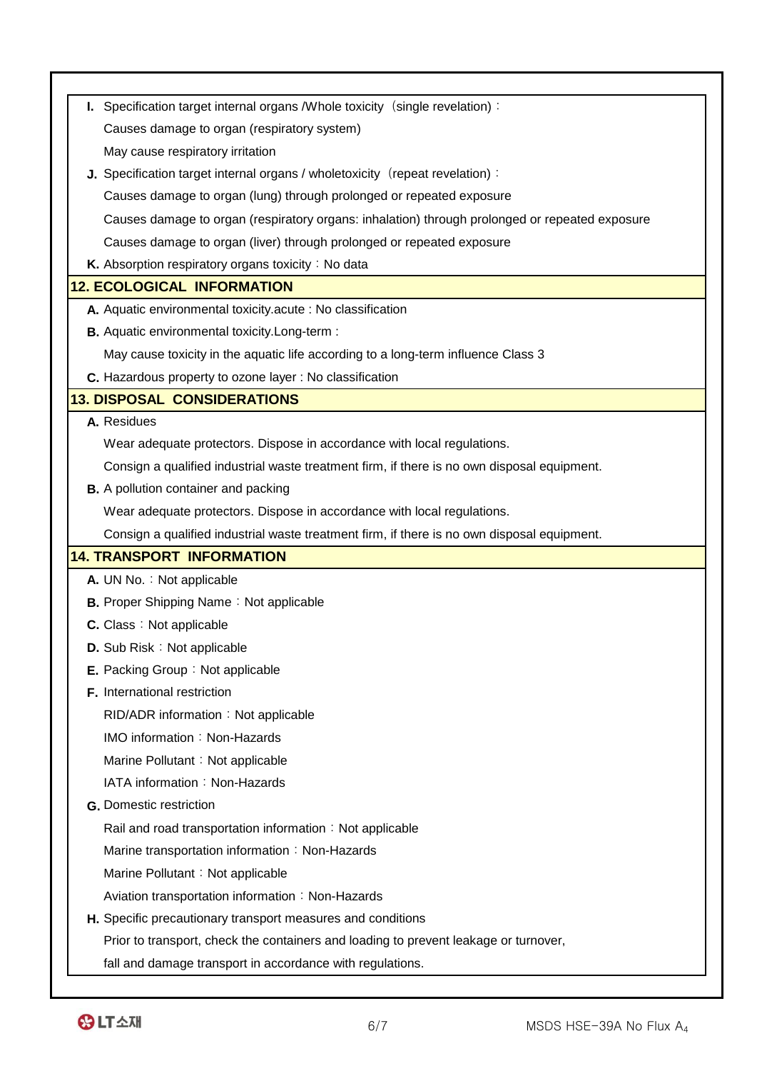**I.** Specification target internal organs /Whole toxicity（single revelation）:

Causes damage to organ (respiratory system)

May cause respiratory irritation

**J.** Specification target internal organs / wholetoxicity（repeat revelation）:

Causes damage to organ (lung) through prolonged or repeated exposure

Causes damage to organ (respiratory organs: inhalation) through prolonged or repeated exposure

Causes damage to organ (liver) through prolonged or repeated exposure

**K.** Absorption respiratory organs toxicity：No data

## 12. ECOLOGICAL INFORMATION

**A.** Aquatic environmental toxicity.acute : No classification

**B.** Aquatic environmental toxicity.Long-term :

May cause toxicity in the aquatic life according to a long-term influence Class 3

**C.** Hazardous property to ozone layer : No classification

## 13. DISPOSAL CONSIDERATIONS

**A.** Residues

Wear adequate protectors. Dispose in accordance with local regulations.

Consign a qualified industrial waste treatment firm, if there is no own disposal equipment.

**B.** A pollution container and packing

Wear adequate protectors. Dispose in accordance with local regulations.

Consign a qualified industrial waste treatment firm, if there is no own disposal equipment.

## 14. TRANSPORT INFORMATION

**A.** UN No.：Not applicable

**B.** Proper Shipping Name：Not applicable

**C.** Class：Not applicable

**D.** Sub Risk：Not applicable

**E.** Packing Group：Not applicable

**F.** International restriction

RID/ADR information：Not applicable

IMO information：Non-Hazards

Marine Pollutant：Not applicable

IATA information：Non-Hazards

**G.** Domestic restriction

Rail and road transportation information：Not applicable

Marine transportation information：Non-Hazards

Marine Pollutant：Not applicable

Aviation transportation information：Non-Hazards

**H.** Specific precautionary transport measures and conditions

Prior to transport, check the containers and loading to prevent leakage or turnover,

fall and damage transport in accordance with regulations.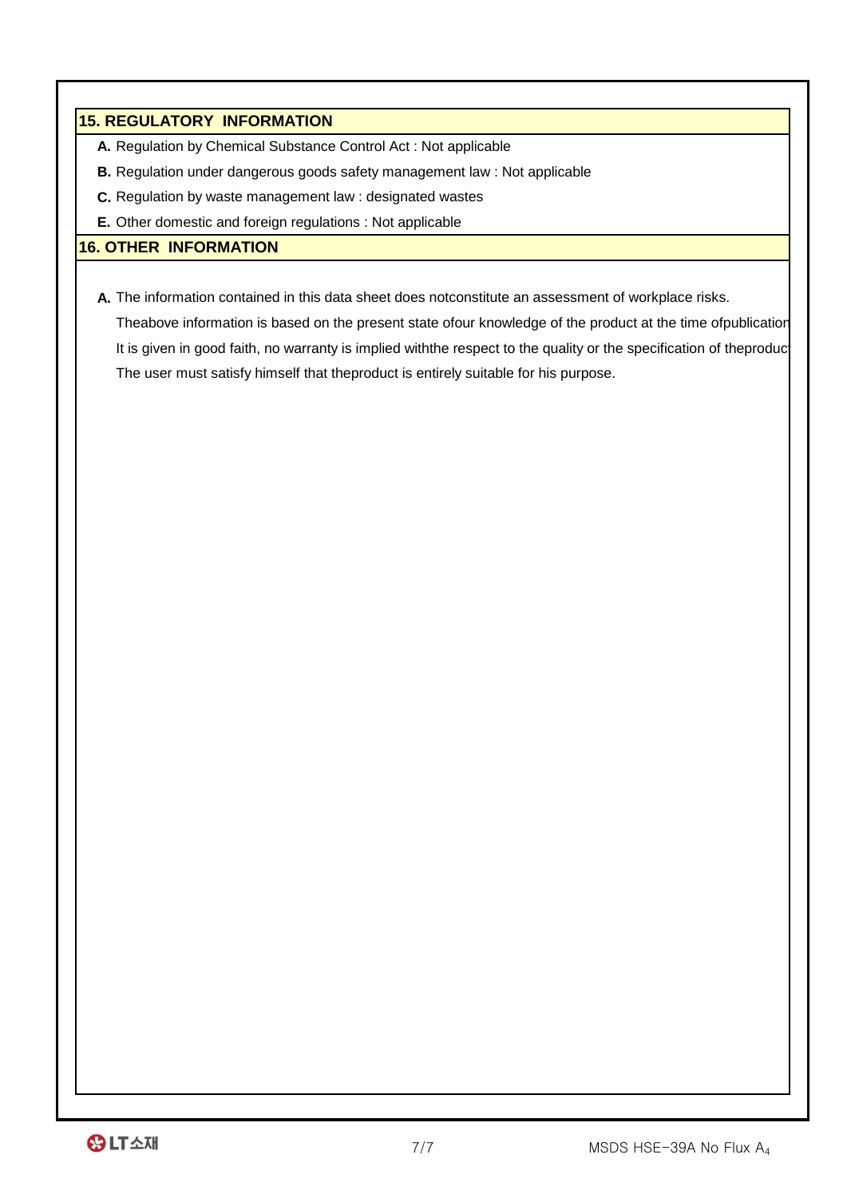## 15. REGULATORY INFORMATION

**A.** Regulation by Chemical Substance Control Act : Not applicable

**B.** Regulation under dangerous goods safety management law : Not applicable

**C.** Regulation by waste management law : designated wastes

**E.** Other domestic and foreign regulations : Not applicable

## 16. OTHER INFORMATION

**A.** The information contained in this data sheet does notconstitute an assessment of workplace risks.
Theabove information is based on the present state ofour knowledge of the product at the time ofpublication
It is given in good faith, no warranty is implied withthe respect to the quality or the specification of theproduct
The user must satisfy himself that theproduct is entirely suitable for his purpose.